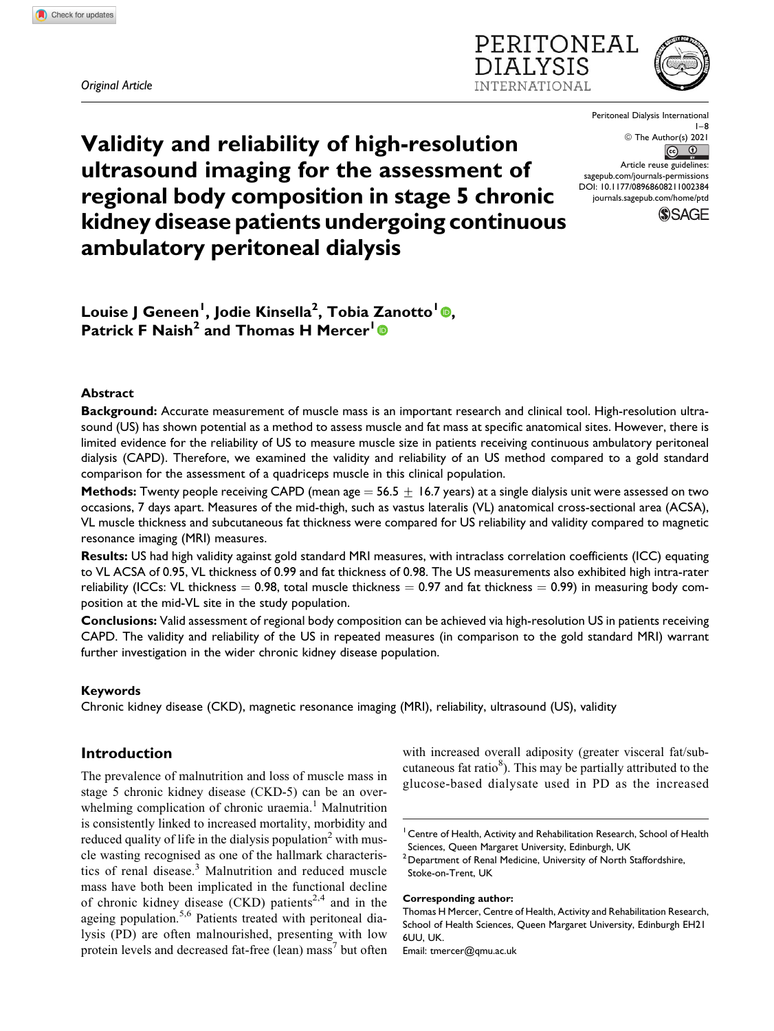*Original Article*

# Validity and reliability of high-resolution ultrasound imaging for the assessment of regional body composition in stage 5 chronic kidney disease patients undergoing continuous ambulatory peritoneal dialysis

Peritoneal Dialysis International
1–8
© The Author(s) 2021
Article reuse guidelines: sagepub.com/journals-permissions
DOI: 10.1177/08968608211002384
journals.sagepub.com/home/ptd

**Louise J Geneen[1], Jodie Kinsella[2], Tobia Zanotto[1], Patrick F Naish[2] and Thomas H Mercer[1]**

## Abstract

**Background:** Accurate measurement of muscle mass is an important research and clinical tool. High-resolution ultrasound (US) has shown potential as a method to assess muscle and fat mass at specific anatomical sites. However, there is limited evidence for the reliability of US to measure muscle size in patients receiving continuous ambulatory peritoneal dialysis (CAPD). Therefore, we examined the validity and reliability of an US method compared to a gold standard comparison for the assessment of a quadriceps muscle in this clinical population.

**Methods:** Twenty people receiving CAPD (mean age = 56.5 $\pm$ 16.7 years) at a single dialysis unit were assessed on two occasions, 7 days apart. Measures of the mid-thigh, such as vastus lateralis (VL) anatomical cross-sectional area (ACSA), VL muscle thickness and subcutaneous fat thickness were compared for US reliability and validity compared to magnetic resonance imaging (MRI) measures.

**Results:** US had high validity against gold standard MRI measures, with intraclass correlation coefficients (ICC) equating to VL ACSA of 0.95, VL thickness of 0.99 and fat thickness of 0.98. The US measurements also exhibited high intra-rater reliability (ICCs: VL thickness = 0.98, total muscle thickness = 0.97 and fat thickness = 0.99) in measuring body composition at the mid-VL site in the study population.

**Conclusions:** Valid assessment of regional body composition can be achieved via high-resolution US in patients receiving CAPD. The validity and reliability of the US in repeated measures (in comparison to the gold standard MRI) warrant further investigation in the wider chronic kidney disease population.

### Keywords

Chronic kidney disease (CKD), magnetic resonance imaging (MRI), reliability, ultrasound (US), validity

## Introduction

The prevalence of malnutrition and loss of muscle mass in stage 5 chronic kidney disease (CKD-5) can be an overwhelming complication of chronic uraemia.[1] Malnutrition is consistently linked to increased mortality, morbidity and reduced quality of life in the dialysis population[2] with muscle wasting recognised as one of the hallmark characteristics of renal disease.[3] Malnutrition and reduced muscle mass have both been implicated in the functional decline of chronic kidney disease (CKD) patients[2,4] and in the ageing population.[5,6] Patients treated with peritoneal dialysis (PD) are often malnourished, presenting with low protein levels and decreased fat-free (lean) mass[7] but often with increased overall adiposity (greater visceral fat/subcutaneous fat ratio[8]). This may be partially attributed to the glucose-based dialysate used in PD as the increased

[1] Centre of Health, Activity and Rehabilitation Research, School of Health Sciences, Queen Margaret University, Edinburgh, UK
[2] Department of Renal Medicine, University of North Staffordshire, Stoke-on-Trent, UK

**Corresponding author:**
Thomas H Mercer, Centre of Health, Activity and Rehabilitation Research, School of Health Sciences, Queen Margaret University, Edinburgh EH21 6UU, UK.
Email: tmercer@qmu.ac.uk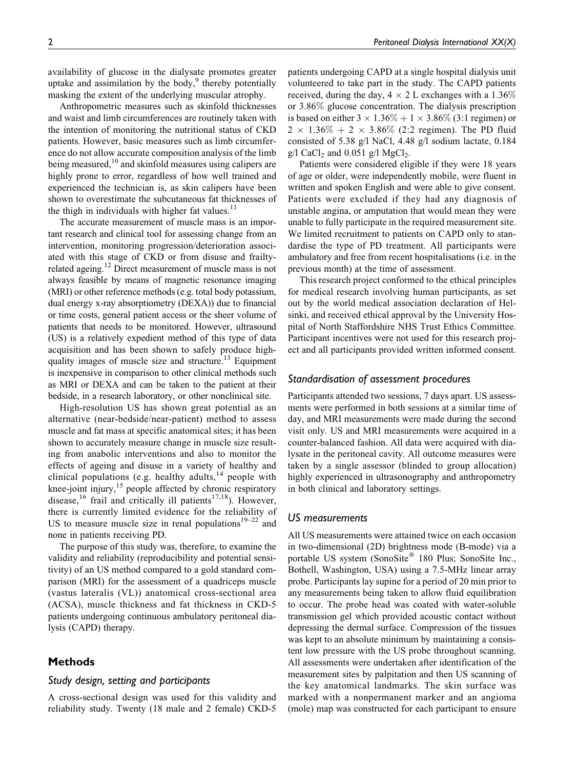availability of glucose in the dialysate promotes greater uptake and assimilation by the body,[9] thereby potentially masking the extent of the underlying muscular atrophy.

Anthropometric measures such as skinfold thicknesses and waist and limb circumferences are routinely taken with the intention of monitoring the nutritional status of CKD patients. However, basic measures such as limb circumference do not allow accurate composition analysis of the limb being measured,[10] and skinfold measures using calipers are highly prone to error, regardless of how well trained and experienced the technician is, as skin calipers have been shown to overestimate the subcutaneous fat thicknesses of the thigh in individuals with higher fat values.[11]

The accurate measurement of muscle mass is an important research and clinical tool for assessing change from an intervention, monitoring progression/deterioration associated with this stage of CKD or from disuse and frailty-related ageing.[12] Direct measurement of muscle mass is not always feasible by means of magnetic resonance imaging (MRI) or other reference methods (e.g. total body potassium, dual energy x-ray absorptiometry (DEXA)) due to financial or time costs, general patient access or the sheer volume of patients that needs to be monitored. However, ultrasound (US) is a relatively expedient method of this type of data acquisition and has been shown to safely produce high-quality images of muscle size and structure.[13] Equipment is inexpensive in comparison to other clinical methods such as MRI or DEXA and can be taken to the patient at their bedside, in a research laboratory, or other nonclinical site.

High-resolution US has shown great potential as an alternative (near-bedside/near-patient) method to assess muscle and fat mass at specific anatomical sites; it has been shown to accurately measure change in muscle size resulting from anabolic interventions and also to monitor the effects of ageing and disuse in a variety of healthy and clinical populations (e.g. healthy adults,[14] people with knee-joint injury,[15] people affected by chronic respiratory disease,[16] frail and critically ill patients[17,18]). However, there is currently limited evidence for the reliability of US to measure muscle size in renal populations[19–22] and none in patients receiving PD.

The purpose of this study was, therefore, to examine the validity and reliability (reproducibility and potential sensitivity) of an US method compared to a gold standard comparison (MRI) for the assessment of a quadriceps muscle (vastus lateralis (VL)) anatomical cross-sectional area (ACSA), muscle thickness and fat thickness in CKD-5 patients undergoing continuous ambulatory peritoneal dialysis (CAPD) therapy.

## Methods

### Study design, setting and participants

A cross-sectional design was used for this validity and reliability study. Twenty (18 male and 2 female) CKD-5 patients undergoing CAPD at a single hospital dialysis unit volunteered to take part in the study. The CAPD patients received, during the day, $4 \times 2$ L exchanges with a 1.36% or 3.86% glucose concentration. The dialysis prescription is based on either $3 \times 1.36\% + 1 \times 3.86\%$ (3:1 regimen) or $2 \times 1.36\% + 2 \times 3.86\%$ (2:2 regimen). The PD fluid consisted of 5.38 g/l NaCl, 4.48 g/l sodium lactate, 0.184 g/l $CaCl_2$ and 0.051 g/l $MgCl_2$.

Patients were considered eligible if they were 18 years of age or older, were independently mobile, were fluent in written and spoken English and were able to give consent. Patients were excluded if they had any diagnosis of unstable angina, or amputation that would mean they were unable to fully participate in the required measurement site. We limited recruitment to patients on CAPD only to standardise the type of PD treatment. All participants were ambulatory and free from recent hospitalisations (i.e. in the previous month) at the time of assessment.

This research project conformed to the ethical principles for medical research involving human participants, as set out by the world medical association declaration of Helsinki, and received ethical approval by the University Hospital of North Staffordshire NHS Trust Ethics Committee. Participant incentives were not used for this research project and all participants provided written informed consent.

### Standardisation of assessment procedures

Participants attended two sessions, 7 days apart. US assessments were performed in both sessions at a similar time of day, and MRI measurements were made during the second visit only. US and MRI measurements were acquired in a counter-balanced fashion. All data were acquired with dialysate in the peritoneal cavity. All outcome measures were taken by a single assessor (blinded to group allocation) highly experienced in ultrasonography and anthropometry in both clinical and laboratory settings.

### US measurements

All US measurements were attained twice on each occasion in two-dimensional (2D) brightness mode (B-mode) via a portable US system (SonoSite® 180 Plus; SonoSite Inc., Bothell, Washington, USA) using a 7.5-MHz linear array probe. Participants lay supine for a period of 20 min prior to any measurements being taken to allow fluid equilibration to occur. The probe head was coated with water-soluble transmission gel which provided acoustic contact without depressing the dermal surface. Compression of the tissues was kept to an absolute minimum by maintaining a consistent low pressure with the US probe throughout scanning. All assessments were undertaken after identification of the measurement sites by palpation and then US scanning of the key anatomical landmarks. The skin surface was marked with a nonpermanent marker and an angioma (mole) map was constructed for each participant to ensure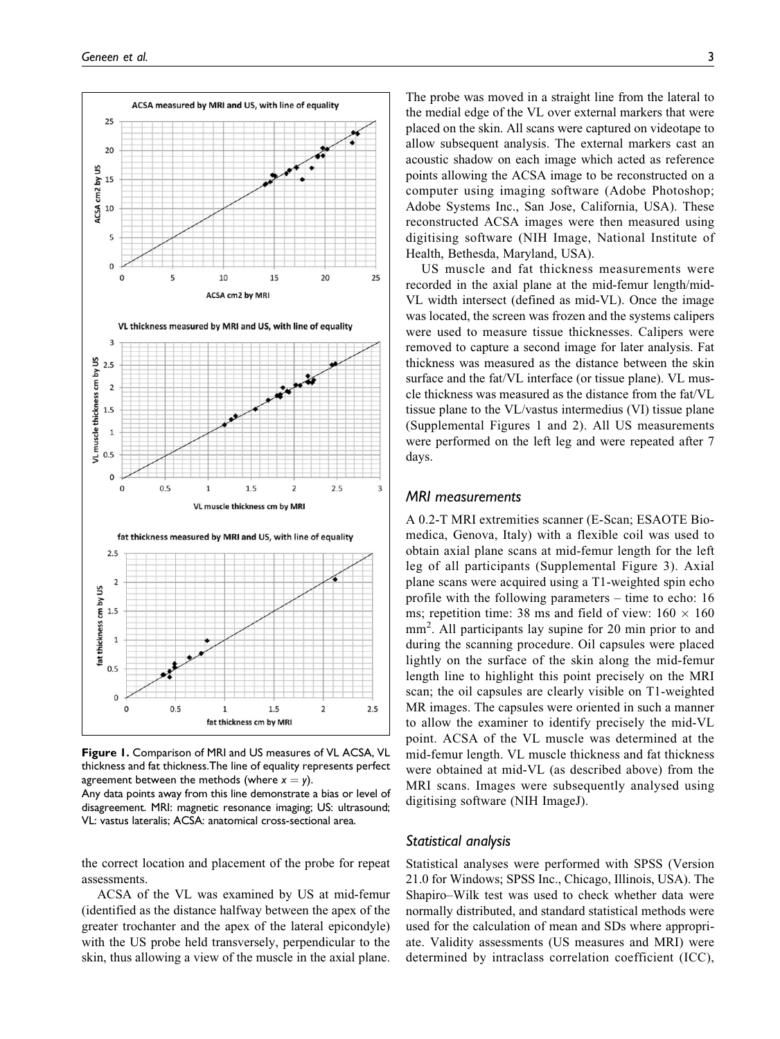**Figure 1.** Comparison of MRI and US measures of VL ACSA, VL thickness and fat thickness. The line of equality represents perfect agreement between the methods (where $x = y$).
Any data points away from this line demonstrate a bias or level of disagreement. MRI: magnetic resonance imaging; US: ultrasound; VL: vastus lateralis; ACSA: anatomical cross-sectional area.

the correct location and placement of the probe for repeat assessments.

ACSA of the VL was examined by US at mid-femur (identified as the distance halfway between the apex of the greater trochanter and the apex of the lateral epicondyle) with the US probe held transversely, perpendicular to the skin, thus allowing a view of the muscle in the axial plane. The probe was moved in a straight line from the lateral to the medial edge of the VL over external markers that were placed on the skin. All scans were captured on videotape to allow subsequent analysis. The external markers cast an acoustic shadow on each image which acted as reference points allowing the ACSA image to be reconstructed on a computer using imaging software (Adobe Photoshop; Adobe Systems Inc., San Jose, California, USA). These reconstructed ACSA images were then measured using digitising software (NIH Image, National Institute of Health, Bethesda, Maryland, USA).

US muscle and fat thickness measurements were recorded in the axial plane at the mid-femur length/mid-VL width intersect (defined as mid-VL). Once the image was located, the screen was frozen and the systems calipers were used to measure tissue thicknesses. Calipers were removed to capture a second image for later analysis. Fat thickness was measured as the distance between the skin surface and the fat/VL interface (or tissue plane). VL muscle thickness was measured as the distance from the fat/VL tissue plane to the VL/vastus intermedius (VI) tissue plane (Supplemental Figures 1 and 2). All US measurements were performed on the left leg and were repeated after 7 days.

### MRI measurements

A 0.2-T MRI extremities scanner (E-Scan; ESAOTE Biomedica, Genova, Italy) with a flexible coil was used to obtain axial plane scans at mid-femur length for the left leg of all participants (Supplemental Figure 3). Axial plane scans were acquired using a T1-weighted spin echo profile with the following parameters – time to echo: 16 ms; repetition time: 38 ms and field of view: $160 \times 160$ mm$^2$. All participants lay supine for 20 min prior to and during the scanning procedure. Oil capsules were placed lightly on the surface of the skin along the mid-femur length line to highlight this point precisely on the MRI scan; the oil capsules are clearly visible on T1-weighted MR images. The capsules were oriented in such a manner to allow the examiner to identify precisely the mid-VL point. ACSA of the VL muscle was determined at the mid-femur length. VL muscle thickness and fat thickness were obtained at mid-VL (as described above) from the MRI scans. Images were subsequently analysed using digitising software (NIH ImageJ).

### Statistical analysis

Statistical analyses were performed with SPSS (Version 21.0 for Windows; SPSS Inc., Chicago, Illinois, USA). The Shapiro–Wilk test was used to check whether data were normally distributed, and standard statistical methods were used for the calculation of mean and SDs where appropriate. Validity assessments (US measures and MRI) were determined by intraclass correlation coefficient (ICC),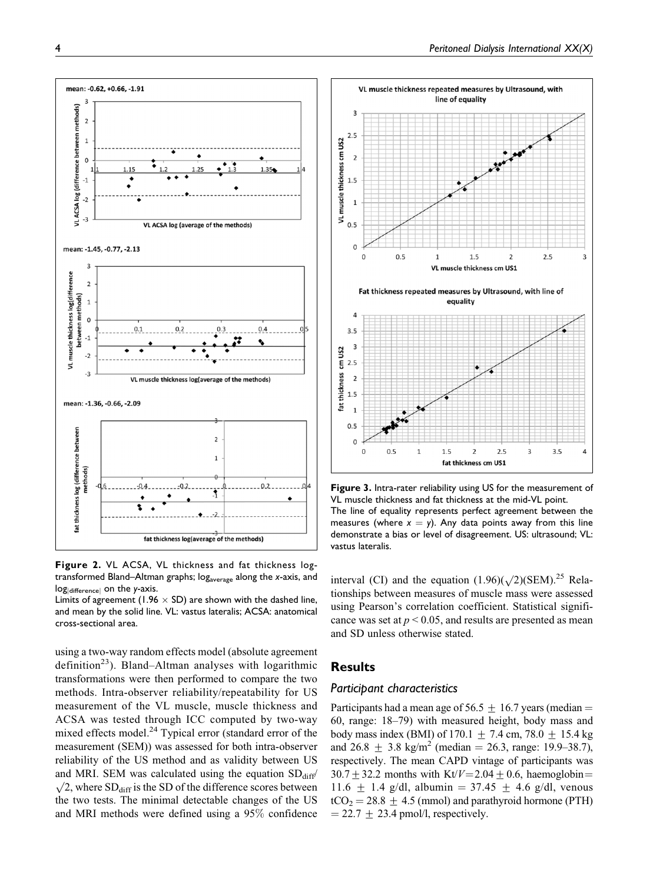Figure 2. VL ACSA, VL thickness and fat thickness log-transformed Bland–Altman graphs; $\log_{average}$ along the x-axis, and $\log_{|difference|}$ on the y-axis.
Limits of agreement (1.96 × SD) are shown with the dashed line, and mean by the solid line. VL: vastus lateralis; ACSA: anatomical cross-sectional area.

Figure 3. Intra-rater reliability using US for the measurement of VL muscle thickness and fat thickness at the mid-VL point.
The line of equality represents perfect agreement between the measures (where $x = y$). Any data points away from this line demonstrate a bias or level of disagreement. US: ultrasound; VL: vastus lateralis.

using a two-way random effects model (absolute agreement definition[23]). Bland–Altman analyses with logarithmic transformations were then performed to compare the two methods. Intra-observer reliability/repeatability for US measurement of the VL muscle, muscle thickness and ACSA was tested through ICC computed by two-way mixed effects model.[24] Typical error (standard error of the measurement (SEM)) was assessed for both intra-observer reliability of the US method and as validity between US and MRI. SEM was calculated using the equation $SD_{diff}/\sqrt{2}$, where $SD_{diff}$ is the SD of the difference scores between the two tests. The minimal detectable changes of the US and MRI methods were defined using a 95% confidence interval (CI) and the equation $(1.96)(\sqrt{2})(\text{SEM})$.[25] Relationships between measures of muscle mass were assessed using Pearson's correlation coefficient. Statistical significance was set at $p < 0.05$, and results are presented as mean and SD unless otherwise stated.

## Results

### Participant characteristics

Participants had a mean age of 56.5 ± 16.7 years (median = 60, range: 18–79) with measured height, body mass and body mass index (BMI) of 170.1 ± 7.4 cm, 78.0 ± 15.4 kg and 26.8 ± 3.8 kg/m$^2$ (median = 26.3, range: 19.9–38.7), respectively. The mean CAPD vintage of participants was 30.7 ± 32.2 months with $Kt/V = 2.04 \pm 0.6$, haemoglobin = 11.6 ± 1.4 g/dl, albumin = 37.45 ± 4.6 g/dl, venous $tCO_2 = 28.8 \pm 4.5$ (mmol) and parathyroid hormone (PTH) = 22.7 ± 23.4 pmol/l, respectively.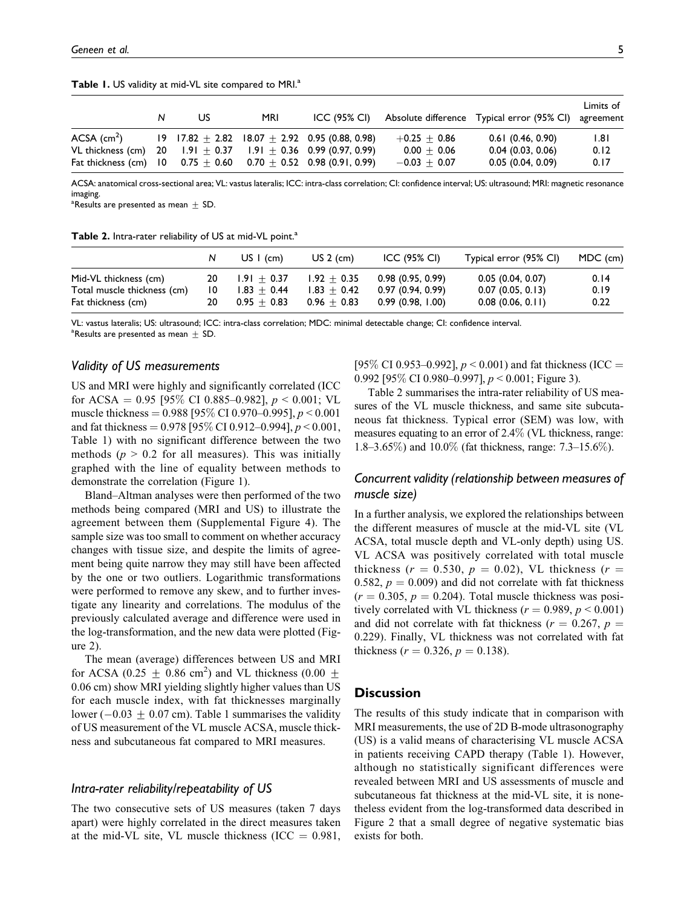**Table 1.** US validity at mid-VL site compared to MRI.[a]

| | N | US | MRI | ICC (95% CI) | Absolute difference | Typical error (95% CI) | Limits of agreement |
|---|---|---|---|---|---|---|---|
| ACSA ($cm^2$) | 19 | $17.82 \pm 2.82$ | $18.07 \pm 2.92$ | 0.95 (0.88, 0.98) | $+0.25 \pm 0.86$ | 0.61 (0.46, 0.90) | 1.81 |
| VL thickness (cm) | 20 | $1.91 \pm 0.37$ | $1.91 \pm 0.36$ | 0.99 (0.97, 0.99) | $0.00 \pm 0.06$ | 0.04 (0.03, 0.06) | 0.12 |
| Fat thickness (cm) | 10 | $0.75 \pm 0.60$ | $0.70 \pm 0.52$ | 0.98 (0.91, 0.99) | $-0.03 \pm 0.07$ | 0.05 (0.04, 0.09) | 0.17 |

ACSA: anatomical cross-sectional area; VL: vastus lateralis; ICC: intra-class correlation; CI: confidence interval; US: ultrasound; MRI: magnetic resonance imaging.
[a]Results are presented as mean $\pm$ SD.

**Table 2.** Intra-rater reliability of US at mid-VL point.[a]

| | N | US 1 (cm) | US 2 (cm) | ICC (95% CI) | Typical error (95% CI) | MDC (cm) |
|---|---|---|---|---|---|---|
| Mid-VL thickness (cm) | 20 | $1.91 \pm 0.37$ | $1.92 \pm 0.35$ | 0.98 (0.95, 0.99) | 0.05 (0.04, 0.07) | 0.14 |
| Total muscle thickness (cm) | 10 | $1.83 \pm 0.44$ | $1.83 \pm 0.42$ | 0.97 (0.94, 0.99) | 0.07 (0.05, 0.13) | 0.19 |
| Fat thickness (cm) | 20 | $0.95 \pm 0.83$ | $0.96 \pm 0.83$ | 0.99 (0.98, 1.00) | 0.08 (0.06, 0.11) | 0.22 |

VL: vastus lateralis; US: ultrasound; ICC: intra-class correlation; MDC: minimal detectable change; CI: confidence interval.
[a]Results are presented as mean $\pm$ SD.

### *Validity of US measurements*

US and MRI were highly and significantly correlated (ICC for ACSA = 0.95 [95% CI 0.885–0.982], $p < 0.001$; VL muscle thickness = 0.988 [95% CI 0.970–0.995], $p < 0.001$ and fat thickness = 0.978 [95% CI 0.912–0.994], $p < 0.001$, Table 1) with no significant difference between the two methods ($p > 0.2$ for all measures). This was initially graphed with the line of equality between methods to demonstrate the correlation (Figure 1).

Bland–Altman analyses were then performed of the two methods being compared (MRI and US) to illustrate the agreement between them (Supplemental Figure 4). The sample size was too small to comment on whether accuracy changes with tissue size, and despite the limits of agreement being quite narrow they may still have been affected by the one or two outliers. Logarithmic transformations were performed to remove any skew, and to further investigate any linearity and correlations. The modulus of the previously calculated average and difference were used in the log-transformation, and the new data were plotted (Figure 2).

The mean (average) differences between US and MRI for ACSA ($0.25 \pm 0.86$ $cm^2$) and VL thickness ($0.00 \pm 0.06$ cm) show MRI yielding slightly higher values than US for each muscle index, with fat thicknesses marginally lower ($-0.03 \pm 0.07$ cm). Table 1 summarises the validity of US measurement of the VL muscle ACSA, muscle thickness and subcutaneous fat compared to MRI measures.

### *Intra-rater reliability/repeatability of US*

The two consecutive sets of US measures (taken 7 days apart) were highly correlated in the direct measures taken at the mid-VL site, VL muscle thickness (ICC = 0.981, [95% CI 0.953–0.992], $p < 0.001$) and fat thickness (ICC = 0.992 [95% CI 0.980–0.997], $p < 0.001$; Figure 3).

Table 2 summarises the intra-rater reliability of US measures of the VL muscle thickness, and same site subcutaneous fat thickness. Typical error (SEM) was low, with measures equating to an error of 2.4% (VL thickness, range: 1.8–3.65%) and 10.0% (fat thickness, range: 7.3–15.6%).

### *Concurrent validity (relationship between measures of muscle size)*

In a further analysis, we explored the relationships between the different measures of muscle at the mid-VL site (VL ACSA, total muscle depth and VL-only depth) using US. VL ACSA was positively correlated with total muscle thickness ($r = 0.530$, $p = 0.02$), VL thickness ($r = 0.582$, $p = 0.009$) and did not correlate with fat thickness ($r = 0.305$, $p = 0.204$). Total muscle thickness was positively correlated with VL thickness ($r = 0.989$, $p < 0.001$) and did not correlate with fat thickness ($r = 0.267$, $p = 0.229$). Finally, VL thickness was not correlated with fat thickness ($r = 0.326$, $p = 0.138$).

## Discussion

The results of this study indicate that in comparison with MRI measurements, the use of 2D B-mode ultrasonography (US) is a valid means of characterising VL muscle ACSA in patients receiving CAPD therapy (Table 1). However, although no statistically significant differences were revealed between MRI and US assessments of muscle and subcutaneous fat thickness at the mid-VL site, it is nonetheless evident from the log-transformed data described in Figure 2 that a small degree of negative systematic bias exists for both.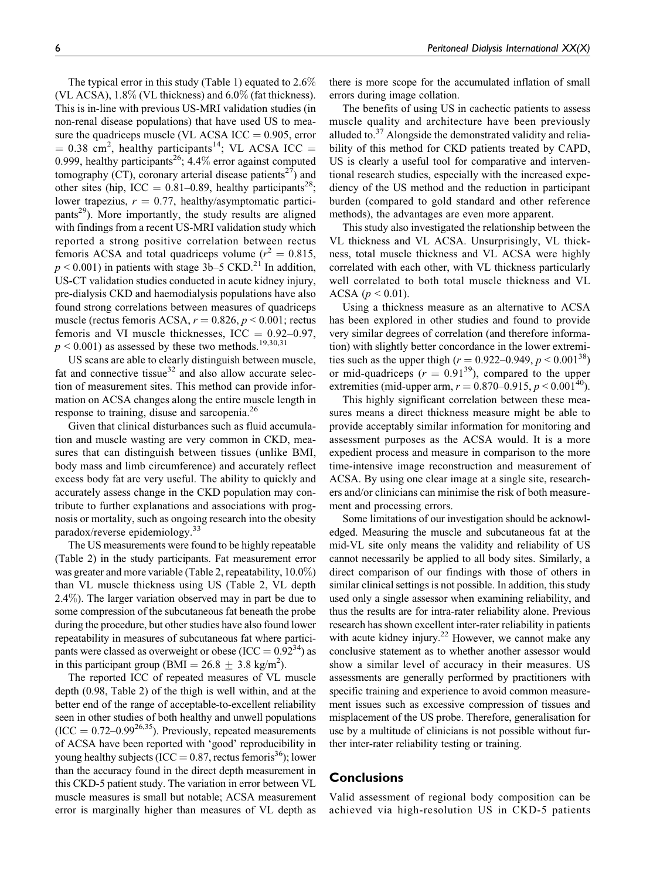The typical error in this study (Table 1) equated to 2.6% (VL ACSA), 1.8% (VL thickness) and 6.0% (fat thickness). This is in-line with previous US-MRI validation studies (in non-renal disease populations) that have used US to measure the quadriceps muscle (VL ACSA ICC = 0.905, error = 0.38 $cm^2$, healthy participants[14]; VL ACSA ICC = 0.999, healthy participants[26]; 4.4% error against computed tomography (CT), coronary arterial disease patients[27]) and other sites (hip, ICC = 0.81–0.89, healthy participants[28]; lower trapezius, $r = 0.77$, healthy/asymptomatic participants[29]). More importantly, the study results are aligned with findings from a recent US-MRI validation study which reported a strong positive correlation between rectus femoris ACSA and total quadriceps volume ($r^2 = 0.815$, $p < 0.001$) in patients with stage 3b–5 CKD.[21] In addition, US-CT validation studies conducted in acute kidney injury, pre-dialysis CKD and haemodialysis populations have also found strong correlations between measures of quadriceps muscle (rectus femoris ACSA, $r = 0.826$, $p < 0.001$; rectus femoris and VI muscle thicknesses, ICC = 0.92–0.97, $p < 0.001$) as assessed by these two methods.[19,30,31]

US scans are able to clearly distinguish between muscle, fat and connective tissue[32] and also allow accurate selection of measurement sites. This method can provide information on ACSA changes along the entire muscle length in response to training, disuse and sarcopenia.[26]

Given that clinical disturbances such as fluid accumulation and muscle wasting are very common in CKD, measures that can distinguish between tissues (unlike BMI, body mass and limb circumference) and accurately reflect excess body fat are very useful. The ability to quickly and accurately assess change in the CKD population may contribute to further explanations and associations with prognosis or mortality, such as ongoing research into the obesity paradox/reverse epidemiology.[33]

The US measurements were found to be highly repeatable (Table 2) in the study participants. Fat measurement error was greater and more variable (Table 2, repeatability, 10.0%) than VL muscle thickness using US (Table 2, VL depth 2.4%). The larger variation observed may in part be due to some compression of the subcutaneous fat beneath the probe during the procedure, but other studies have also found lower repeatability in measures of subcutaneous fat where participants were classed as overweight or obese (ICC = 0.92[34]) as in this participant group (BMI = 26.8 ± 3.8 $kg/m^2$).

The reported ICC of repeated measures of VL muscle depth (0.98, Table 2) of the thigh is well within, and at the better end of the range of acceptable-to-excellent reliability seen in other studies of both healthy and unwell populations (ICC = 0.72–0.99[26,35]). Previously, repeated measurements of ACSA have been reported with 'good' reproducibility in young healthy subjects (ICC = 0.87, rectus femoris[36]); lower than the accuracy found in the direct depth measurement in this CKD-5 patient study. The variation in error between VL muscle measures is small but notable; ACSA measurement error is marginally higher than measures of VL depth as there is more scope for the accumulated inflation of small errors during image collation.

The benefits of using US in cachectic patients to assess muscle quality and architecture have been previously alluded to.[37] Alongside the demonstrated validity and reliability of this method for CKD patients treated by CAPD, US is clearly a useful tool for comparative and interventional research studies, especially with the increased expediency of the US method and the reduction in participant burden (compared to gold standard and other reference methods), the advantages are even more apparent.

This study also investigated the relationship between the VL thickness and VL ACSA. Unsurprisingly, VL thickness, total muscle thickness and VL ACSA were highly correlated with each other, with VL thickness particularly well correlated to both total muscle thickness and VL ACSA ($p < 0.01$).

Using a thickness measure as an alternative to ACSA has been explored in other studies and found to provide very similar degrees of correlation (and therefore information) with slightly better concordance in the lower extremities such as the upper thigh ($r = 0.922$–$0.949$, $p < 0.001$[38]) or mid-quadriceps ($r = 0.91$[39]), compared to the upper extremities (mid-upper arm, $r = 0.870$–$0.915$, $p < 0.001$[40]).

This highly significant correlation between these measures means a direct thickness measure might be able to provide acceptably similar information for monitoring and assessment purposes as the ACSA would. It is a more expedient process and measure in comparison to the more time-intensive image reconstruction and measurement of ACSA. By using one clear image at a single site, researchers and/or clinicians can minimise the risk of both measurement and processing errors.

Some limitations of our investigation should be acknowledged. Measuring the muscle and subcutaneous fat at the mid-VL site only means the validity and reliability of US cannot necessarily be applied to all body sites. Similarly, a direct comparison of our findings with those of others in similar clinical settings is not possible. In addition, this study used only a single assessor when examining reliability, and thus the results are for intra-rater reliability alone. Previous research has shown excellent inter-rater reliability in patients with acute kidney injury.[22] However, we cannot make any conclusive statement as to whether another assessor would show a similar level of accuracy in their measures. US assessments are generally performed by practitioners with specific training and experience to avoid common measurement issues such as excessive compression of tissues and misplacement of the US probe. Therefore, generalisation for use by a multitude of clinicians is not possible without further inter-rater reliability testing or training.

## Conclusions

Valid assessment of regional body composition can be achieved via high-resolution US in CKD-5 patients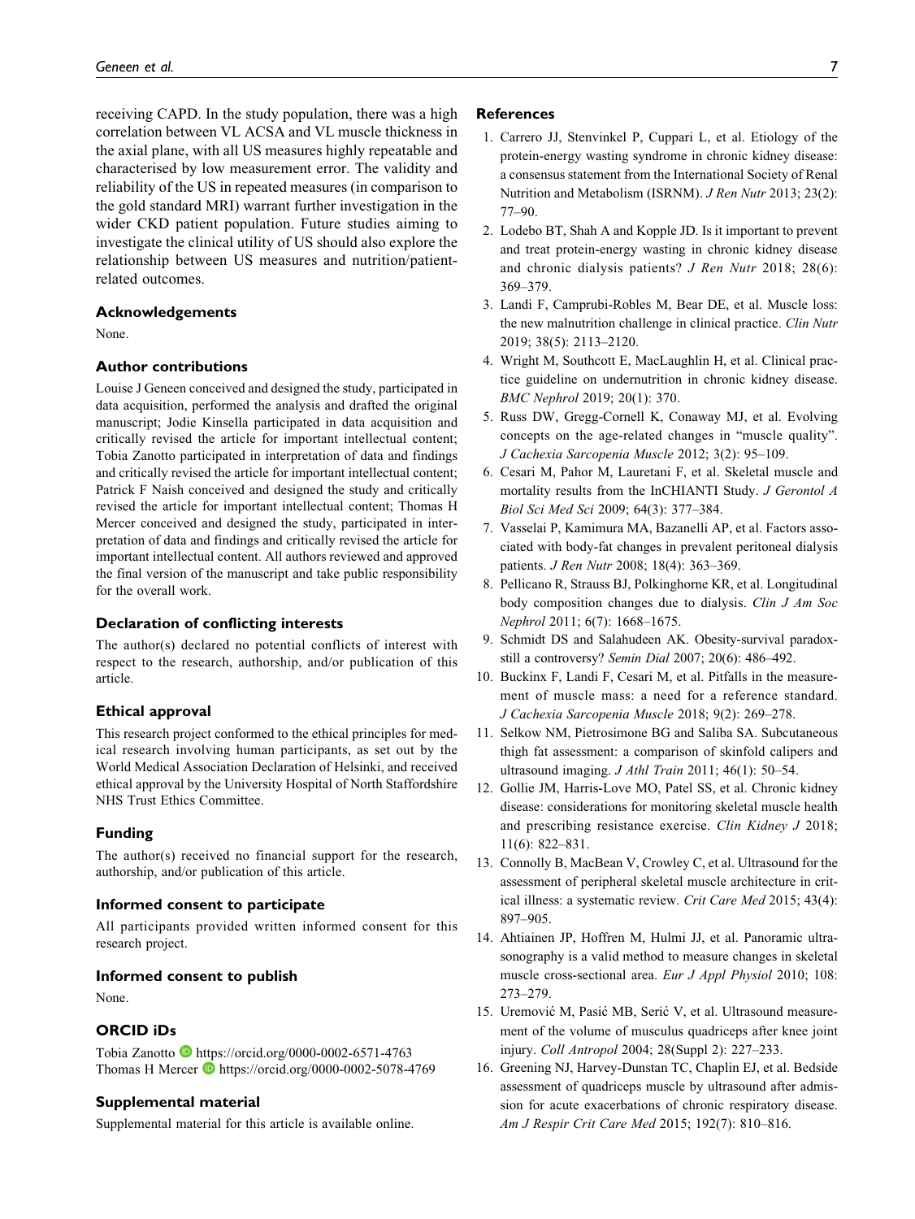receiving CAPD. In the study population, there was a high correlation between VL ACSA and VL muscle thickness in the axial plane, with all US measures highly repeatable and characterised by low measurement error. The validity and reliability of the US in repeated measures (in comparison to the gold standard MRI) warrant further investigation in the wider CKD patient population. Future studies aiming to investigate the clinical utility of US should also explore the relationship between US measures and nutrition/patient-related outcomes.

## Acknowledgements

None.

## Author contributions

Louise J Geneen conceived and designed the study, participated in data acquisition, performed the analysis and drafted the original manuscript; Jodie Kinsella participated in data acquisition and critically revised the article for important intellectual content; Tobia Zanotto participated in interpretation of data and findings and critically revised the article for important intellectual content; Patrick F Naish conceived and designed the study and critically revised the article for important intellectual content; Thomas H Mercer conceived and designed the study, participated in interpretation of data and findings and critically revised the article for important intellectual content. All authors reviewed and approved the final version of the manuscript and take public responsibility for the overall work.

## Declaration of conflicting interests

The author(s) declared no potential conflicts of interest with respect to the research, authorship, and/or publication of this article.

## Ethical approval

This research project conformed to the ethical principles for medical research involving human participants, as set out by the World Medical Association Declaration of Helsinki, and received ethical approval by the University Hospital of North Staffordshire NHS Trust Ethics Committee.

## Funding

The author(s) received no financial support for the research, authorship, and/or publication of this article.

## Informed consent to participate

All participants provided written informed consent for this research project.

## Informed consent to publish

None.

## ORCID iDs

Tobia Zanotto https://orcid.org/0000-0002-6571-4763
Thomas H Mercer https://orcid.org/0000-0002-5078-4769

## Supplemental material

Supplemental material for this article is available online.

## References

1. Carrero JJ, Stenvinkel P, Cuppari L, et al. Etiology of the protein-energy wasting syndrome in chronic kidney disease: a consensus statement from the International Society of Renal Nutrition and Metabolism (ISRNM). *J Ren Nutr* 2013; 23(2): 77–90.
2. Lodebo BT, Shah A and Kopple JD. Is it important to prevent and treat protein-energy wasting in chronic kidney disease and chronic dialysis patients? *J Ren Nutr* 2018; 28(6): 369–379.
3. Landi F, Camprubi-Robles M, Bear DE, et al. Muscle loss: the new malnutrition challenge in clinical practice. *Clin Nutr* 2019; 38(5): 2113–2120.
4. Wright M, Southcott E, MacLaughlin H, et al. Clinical practice guideline on undernutrition in chronic kidney disease. *BMC Nephrol* 2019; 20(1): 370.
5. Russ DW, Gregg-Cornell K, Conaway MJ, et al. Evolving concepts on the age-related changes in "muscle quality". *J Cachexia Sarcopenia Muscle* 2012; 3(2): 95–109.
6. Cesari M, Pahor M, Lauretani F, et al. Skeletal muscle and mortality results from the InCHIANTI Study. *J Gerontol A Biol Sci Med Sci* 2009; 64(3): 377–384.
7. Vasselai P, Kamimura MA, Bazanelli AP, et al. Factors associated with body-fat changes in prevalent peritoneal dialysis patients. *J Ren Nutr* 2008; 18(4): 363–369.
8. Pellicano R, Strauss BJ, Polkinghorne KR, et al. Longitudinal body composition changes due to dialysis. *Clin J Am Soc Nephrol* 2011; 6(7): 1668–1675.
9. Schmidt DS and Salahudeen AK. Obesity-survival paradox-still a controversy? *Semin Dial* 2007; 20(6): 486–492.
10. Buckinx F, Landi F, Cesari M, et al. Pitfalls in the measurement of muscle mass: a need for a reference standard. *J Cachexia Sarcopenia Muscle* 2018; 9(2): 269–278.
11. Selkow NM, Pietrosimone BG and Saliba SA. Subcutaneous thigh fat assessment: a comparison of skinfold calipers and ultrasound imaging. *J Athl Train* 2011; 46(1): 50–54.
12. Gollie JM, Harris-Love MO, Patel SS, et al. Chronic kidney disease: considerations for monitoring skeletal muscle health and prescribing resistance exercise. *Clin Kidney J* 2018; 11(6): 822–831.
13. Connolly B, MacBean V, Crowley C, et al. Ultrasound for the assessment of peripheral skeletal muscle architecture in critical illness: a systematic review. *Crit Care Med* 2015; 43(4): 897–905.
14. Ahtiainen JP, Hoffren M, Hulmi JJ, et al. Panoramic ultrasonography is a valid method to measure changes in skeletal muscle cross-sectional area. *Eur J Appl Physiol* 2010; 108: 273–279.
15. Uremović M, Pasić MB, Serić V, et al. Ultrasound measurement of the volume of musculus quadriceps after knee joint injury. *Coll Antropol* 2004; 28(Suppl 2): 227–233.
16. Greening NJ, Harvey-Dunstan TC, Chaplin EJ, et al. Bedside assessment of quadriceps muscle by ultrasound after admission for acute exacerbations of chronic respiratory disease. *Am J Respir Crit Care Med* 2015; 192(7): 810–816.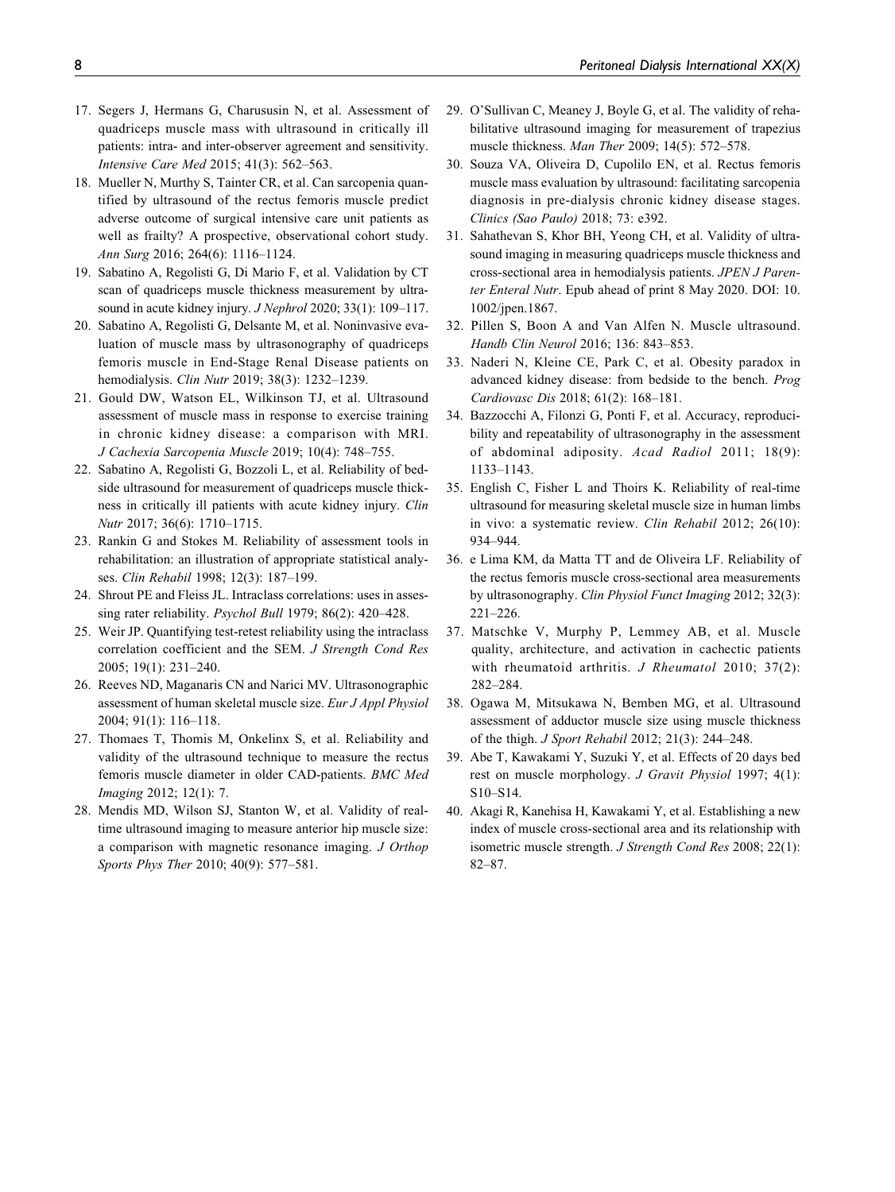17. Segers J, Hermans G, Charususin N, et al. Assessment of quadriceps muscle mass with ultrasound in critically ill patients: intra- and inter-observer agreement and sensitivity. *Intensive Care Med* 2015; 41(3): 562–563.
18. Mueller N, Murthy S, Tainter CR, et al. Can sarcopenia quantified by ultrasound of the rectus femoris muscle predict adverse outcome of surgical intensive care unit patients as well as frailty? A prospective, observational cohort study. *Ann Surg* 2016; 264(6): 1116–1124.
19. Sabatino A, Regolisti G, Di Mario F, et al. Validation by CT scan of quadriceps muscle thickness measurement by ultrasound in acute kidney injury. *J Nephrol* 2020; 33(1): 109–117.
20. Sabatino A, Regolisti G, Delsante M, et al. Noninvasive evaluation of muscle mass by ultrasonography of quadriceps femoris muscle in End-Stage Renal Disease patients on hemodialysis. *Clin Nutr* 2019; 38(3): 1232–1239.
21. Gould DW, Watson EL, Wilkinson TJ, et al. Ultrasound assessment of muscle mass in response to exercise training in chronic kidney disease: a comparison with MRI. *J Cachexia Sarcopenia Muscle* 2019; 10(4): 748–755.
22. Sabatino A, Regolisti G, Bozzoli L, et al. Reliability of bedside ultrasound for measurement of quadriceps muscle thickness in critically ill patients with acute kidney injury. *Clin Nutr* 2017; 36(6): 1710–1715.
23. Rankin G and Stokes M. Reliability of assessment tools in rehabilitation: an illustration of appropriate statistical analyses. *Clin Rehabil* 1998; 12(3): 187–199.
24. Shrout PE and Fleiss JL. Intraclass correlations: uses in assessing rater reliability. *Psychol Bull* 1979; 86(2): 420–428.
25. Weir JP. Quantifying test-retest reliability using the intraclass correlation coefficient and the SEM. *J Strength Cond Res* 2005; 19(1): 231–240.
26. Reeves ND, Maganaris CN and Narici MV. Ultrasonographic assessment of human skeletal muscle size. *Eur J Appl Physiol* 2004; 91(1): 116–118.
27. Thomaes T, Thomis M, Onkelinx S, et al. Reliability and validity of the ultrasound technique to measure the rectus femoris muscle diameter in older CAD-patients. *BMC Med Imaging* 2012; 12(1): 7.
28. Mendis MD, Wilson SJ, Stanton W, et al. Validity of real-time ultrasound imaging to measure anterior hip muscle size: a comparison with magnetic resonance imaging. *J Orthop Sports Phys Ther* 2010; 40(9): 577–581.
29. O'Sullivan C, Meaney J, Boyle G, et al. The validity of rehabilitative ultrasound imaging for measurement of trapezius muscle thickness. *Man Ther* 2009; 14(5): 572–578.
30. Souza VA, Oliveira D, Cupolilo EN, et al. Rectus femoris muscle mass evaluation by ultrasound: facilitating sarcopenia diagnosis in pre-dialysis chronic kidney disease stages. *Clinics (Sao Paulo)* 2018; 73: e392.
31. Sahathevan S, Khor BH, Yeong CH, et al. Validity of ultrasound imaging in measuring quadriceps muscle thickness and cross-sectional area in hemodialysis patients. *JPEN J Parenter Enteral Nutr*. Epub ahead of print 8 May 2020. DOI: 10.1002/jpen.1867.
32. Pillen S, Boon A and Van Alfen N. Muscle ultrasound. *Handb Clin Neurol* 2016; 136: 843–853.
33. Naderi N, Kleine CE, Park C, et al. Obesity paradox in advanced kidney disease: from bedside to the bench. *Prog Cardiovasc Dis* 2018; 61(2): 168–181.
34. Bazzocchi A, Filonzi G, Ponti F, et al. Accuracy, reproducibility and repeatability of ultrasonography in the assessment of abdominal adiposity. *Acad Radiol* 2011; 18(9): 1133–1143.
35. English C, Fisher L and Thoirs K. Reliability of real-time ultrasound for measuring skeletal muscle size in human limbs in vivo: a systematic review. *Clin Rehabil* 2012; 26(10): 934–944.
36. e Lima KM, da Matta TT and de Oliveira LF. Reliability of the rectus femoris muscle cross-sectional area measurements by ultrasonography. *Clin Physiol Funct Imaging* 2012; 32(3): 221–226.
37. Matschke V, Murphy P, Lemmey AB, et al. Muscle quality, architecture, and activation in cachectic patients with rheumatoid arthritis. *J Rheumatol* 2010; 37(2): 282–284.
38. Ogawa M, Mitsukawa N, Bemben MG, et al. Ultrasound assessment of adductor muscle size using muscle thickness of the thigh. *J Sport Rehabil* 2012; 21(3): 244–248.
39. Abe T, Kawakami Y, Suzuki Y, et al. Effects of 20 days bed rest on muscle morphology. *J Gravit Physiol* 1997; 4(1): S10–S14.
40. Akagi R, Kanehisa H, Kawakami Y, et al. Establishing a new index of muscle cross-sectional area and its relationship with isometric muscle strength. *J Strength Cond Res* 2008; 22(1): 82–87.